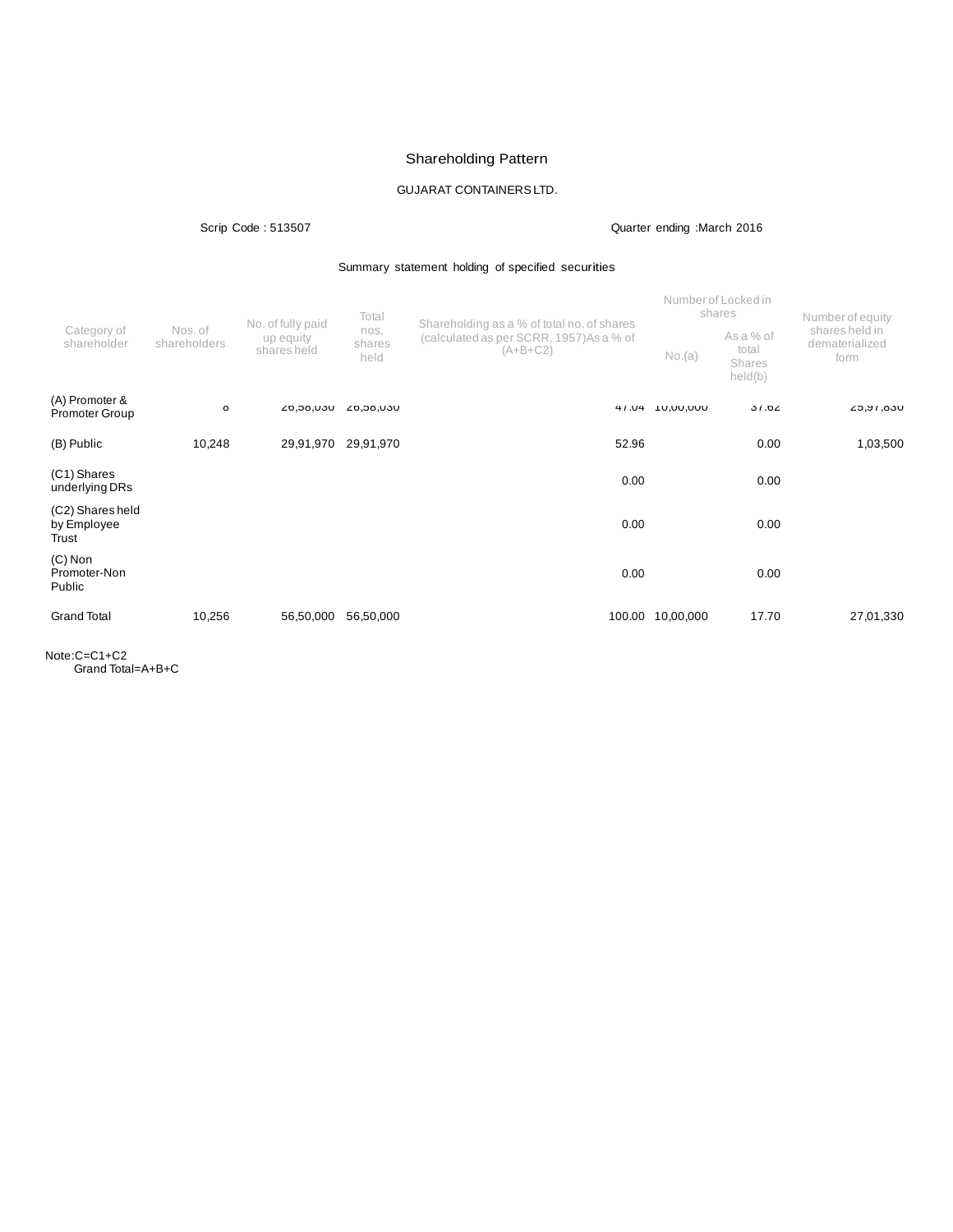# Shareholding Pattern

GUJARAT CONTAINERS LTD.

Scrip Code : 513507 Quarter ending :March 2016

Summary statement holding of specified securities

| Category of shareholder | Nos. of shareholders | No. of fully paid up equity shares held | Total nos. shares held | Shareholding as a % of total no. of shares (calculated as per SCRR, 1957)As a % of (A+B+C2) | Number of Locked in shares | | Number of equity shares held in dematerialized form |
|---|---|---|---|---|---|---|---|
| | | | | | No.(a) | As a % of total Shares held(b) | |
| (A) Promoter & Promoter Group | 8 | 26,58,030 | 26,58,030 | 47.04 | 10,00,000 | 37.62 | 25,97,830 |
| (B) Public | 10,248 | 29,91,970 | 29,91,970 | 52.96 | | 0.00 | 1,03,500 |
| (C1) Shares underlying DRs | | | | 0.00 | | 0.00 | |
| (C2) Shares held by Employee Trust | | | | 0.00 | | 0.00 | |
| (C) Non Promoter-Non Public | | | | 0.00 | | 0.00 | |
| Grand Total | 10,256 | 56,50,000 | 56,50,000 | 100.00 | 10,00,000 | 17.70 | 27,01,330 |

Note:C=C1+C2
Grand Total=A+B+C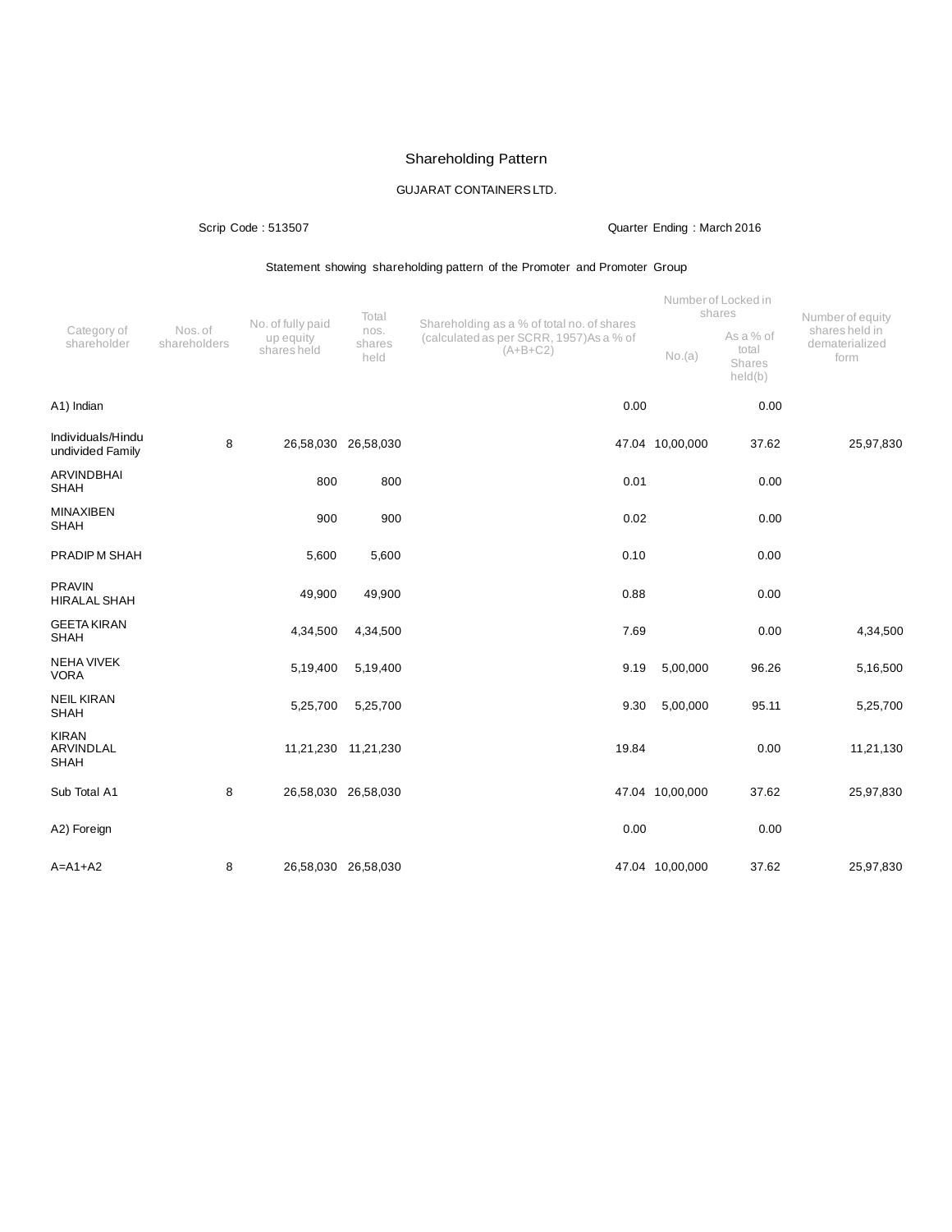# Shareholding Pattern

GUJARAT CONTAINERS LTD.

Scrip Code : 513507 | Quarter Ending : March 2016

Statement showing shareholding pattern of the Promoter and Promoter Group

| Category of shareholder | Nos. of shareholders | No. of fully paid up equity shares held | Total nos. shares held | Shareholding as a % of total no. of shares (calculated as per SCRR, 1957)As a % of (A+B+C2) | Number of Locked in shares | | Number of equity shares held in dematerialized form |
|---|---|---|---|---|---|---|---|
| | | | | | No.(a) | As a % of total Shares held(b) | |
| A1) Indian | | | | 0.00 | | 0.00 | |
| Individuals/Hindu undivided Family | 8 | 26,58,030 | 26,58,030 | 47.04 | 10,00,000 | 37.62 | 25,97,830 |
| ARVINDBHAI SHAH | | 800 | 800 | 0.01 | | 0.00 | |
| MINAXIBEN SHAH | | 900 | 900 | 0.02 | | 0.00 | |
| PRADIP M SHAH | | 5,600 | 5,600 | 0.10 | | 0.00 | |
| PRAVIN HIRALAL SHAH | | 49,900 | 49,900 | 0.88 | | 0.00 | |
| GEETA KIRAN SHAH | | 4,34,500 | 4,34,500 | 7.69 | | 0.00 | 4,34,500 |
| NEHA VIVEK VORA | | 5,19,400 | 5,19,400 | 9.19 | 5,00,000 | 96.26 | 5,16,500 |
| NEIL KIRAN SHAH | | 5,25,700 | 5,25,700 | 9.30 | 5,00,000 | 95.11 | 5,25,700 |
| KIRAN ARVINDLAL SHAH | | 11,21,230 | 11,21,230 | 19.84 | | 0.00 | 11,21,130 |
| Sub Total A1 | 8 | 26,58,030 | 26,58,030 | 47.04 | 10,00,000 | 37.62 | 25,97,830 |
| A2) Foreign | | | | 0.00 | | 0.00 | |
| A=A1+A2 | 8 | 26,58,030 | 26,58,030 | 47.04 | 10,00,000 | 37.62 | 25,97,830 |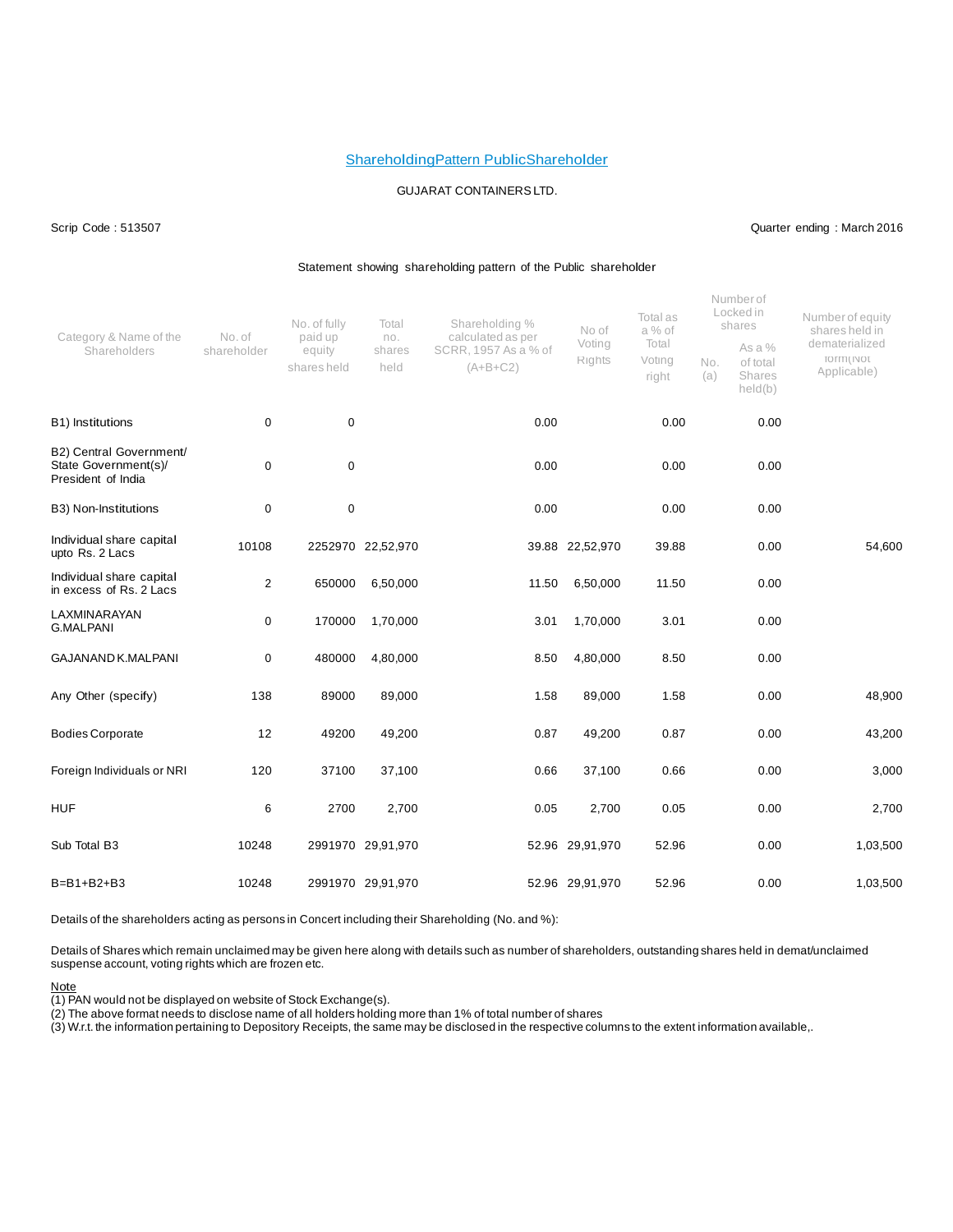ShareholdingPattern PublicShareholder

GUJARAT CONTAINERS LTD.

Scrip Code : 513507

Quarter ending : March 2016

Statement showing shareholding pattern of the Public shareholder

| Category & Name of the Shareholders | No. of shareholder | No. of fully paid up equity shares held | Total no. shares held | Shareholding % calculated as per SCRR, 1957 As a % of (A+B+C2) | No of Voting Rights | Total as a % of Total Voting right | Number of Locked in shares | | Number of equity shares held in dematerialized form(Not Applicable) |
|---|---|---|---|---|---|---|---|---|---|
| | | | | | | | No. (a) | As a % of total Shares held(b) | |
| B1) Institutions | 0 | 0 | | 0.00 | | 0.00 | | 0.00 | |
| B2) Central Government/ State Government(s)/ President of India | 0 | 0 | | 0.00 | | 0.00 | | 0.00 | |
| B3) Non-Institutions | 0 | 0 | | 0.00 | | 0.00 | | 0.00 | |
| Individual share capital upto Rs. 2 Lacs | 10108 | 2252970 | 22,52,970 | 39.88 | 22,52,970 | 39.88 | | 0.00 | 54,600 |
| Individual share capital in excess of Rs. 2 Lacs | 2 | 650000 | 6,50,000 | 11.50 | 6,50,000 | 11.50 | | 0.00 | |
| LAXMINARAYAN G.MALPANI | 0 | 170000 | 1,70,000 | 3.01 | 1,70,000 | 3.01 | | 0.00 | |
| GAJANAND K.MALPANI | 0 | 480000 | 4,80,000 | 8.50 | 4,80,000 | 8.50 | | 0.00 | |
| Any Other (specify) | 138 | 89000 | 89,000 | 1.58 | 89,000 | 1.58 | | 0.00 | 48,900 |
| Bodies Corporate | 12 | 49200 | 49,200 | 0.87 | 49,200 | 0.87 | | 0.00 | 43,200 |
| Foreign Individuals or NRI | 120 | 37100 | 37,100 | 0.66 | 37,100 | 0.66 | | 0.00 | 3,000 |
| HUF | 6 | 2700 | 2,700 | 0.05 | 2,700 | 0.05 | | 0.00 | 2,700 |
| Sub Total B3 | 10248 | 2991970 | 29,91,970 | 52.96 | 29,91,970 | 52.96 | | 0.00 | 1,03,500 |
| B=B1+B2+B3 | 10248 | 2991970 | 29,91,970 | 52.96 | 29,91,970 | 52.96 | | 0.00 | 1,03,500 |

Details of the shareholders acting as persons in Concert including their Shareholding (No. and %):

Details of Shares which remain unclaimed may be given here along with details such as number of shareholders, outstanding shares held in demat/unclaimed suspense account, voting rights which are frozen etc.

Note

(1) PAN would not be displayed on website of Stock Exchange(s).

(2) The above format needs to disclose name of all holders holding more than 1% of total number of shares

(3) W.r.t. the information pertaining to Depository Receipts, the same may be disclosed in the respective columns to the extent information available,.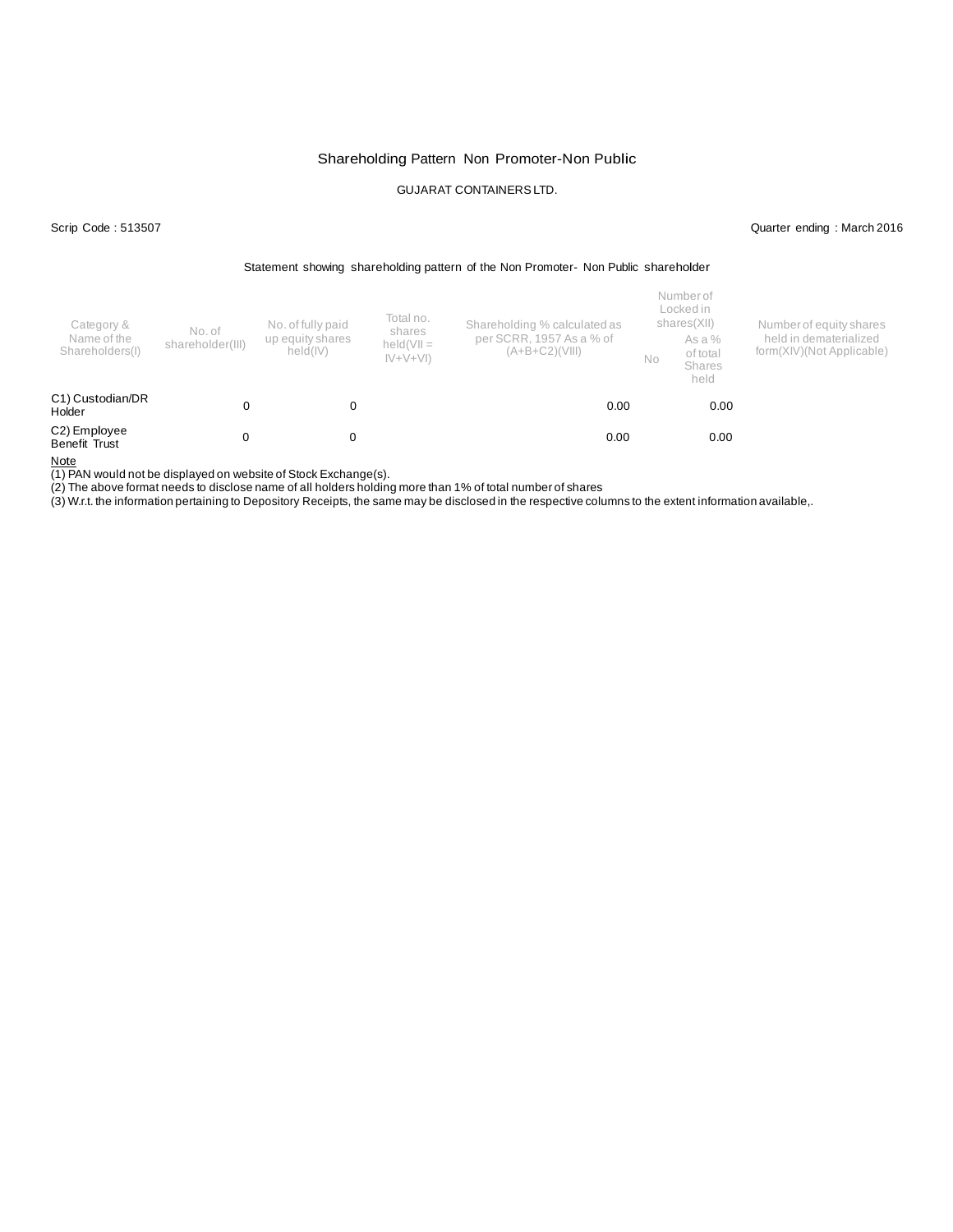# Shareholding Pattern Non Promoter-Non Public

GUJARAT CONTAINERS LTD.

Scrip Code : 513507

Quarter ending : March 2016

Statement showing shareholding pattern of the Non Promoter- Non Public shareholder

| Category & Name of the Shareholders(I) | No. of shareholder(III) | No. of fully paid up equity shares held(IV) | Total no. shares held(VII = IV+V+VI) | Shareholding % calculated as per SCRR, 1957 As a % of (A+B+C2)(VIII) | Number of Locked in shares(XII) | | Number of equity shares held in dematerialized form(XIV)(Not Applicable) |
|---|---|---|---|---|---|---|---|
| | | | | | No | As a % of total Shares held | |
| C1) Custodian/DR Holder | 0 | 0 | | 0.00 | | 0.00 | |
| C2) Employee Benefit Trust | 0 | 0 | | 0.00 | | 0.00 | |

Note

(1) PAN would not be displayed on website of Stock Exchange(s).

(2) The above format needs to disclose name of all holders holding more than 1% of total number of shares

(3) W.r.t. the information pertaining to Depository Receipts, the same may be disclosed in the respective columns to the extent information available,.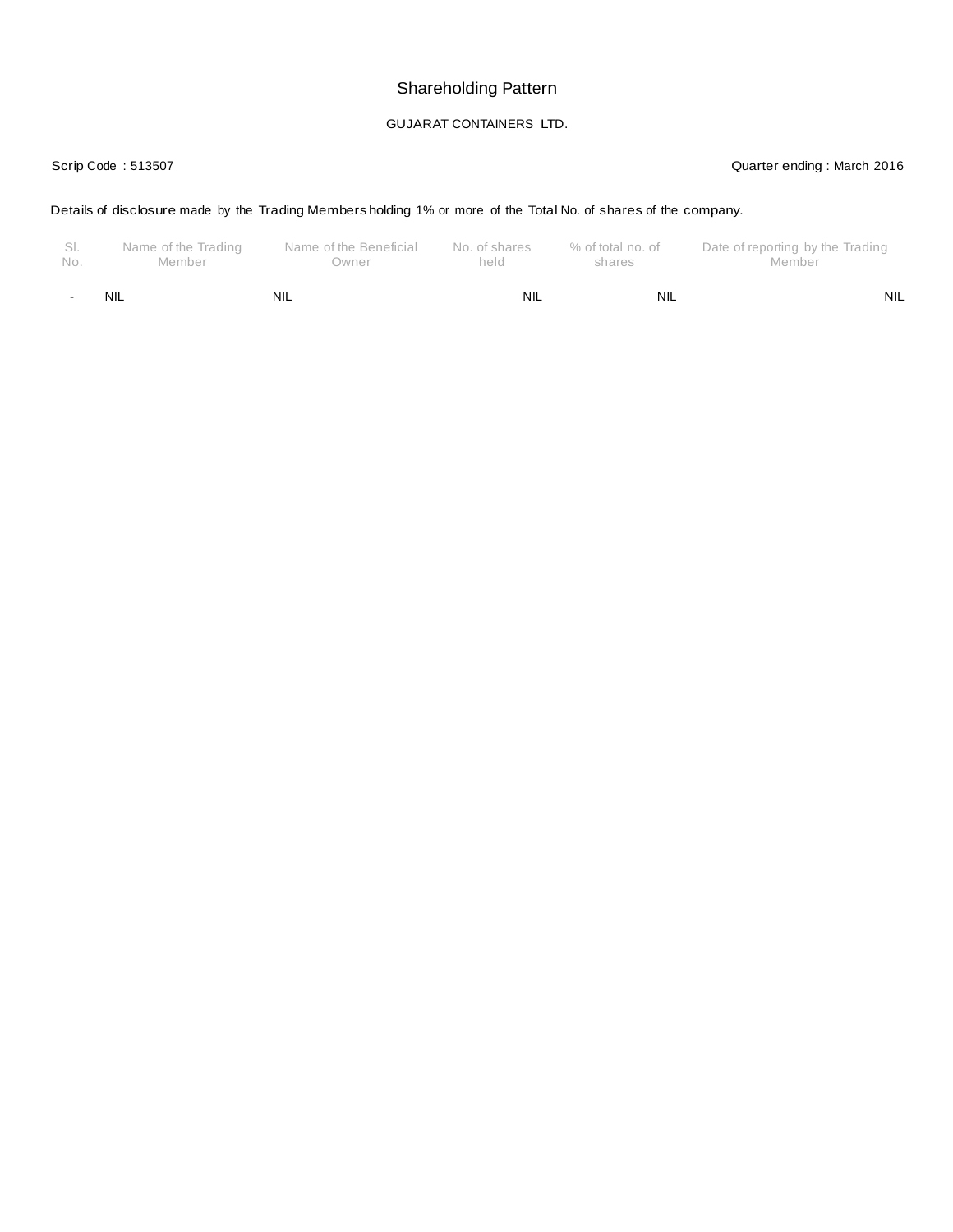# Shareholding Pattern

GUJARAT CONTAINERS LTD.

Scrip Code : 513507

Quarter ending : March 2016

Details of disclosure made by the Trading Members holding 1% or more of the Total No. of shares of the company.

| Sl. No. | Name of the Trading Member | Name of the Beneficial Owner | No. of shares held | % of total no. of shares | Date of reporting by the Trading Member |
|---|---|---|---|---|---|
| - | NIL | NIL | NIL | NIL | NIL |